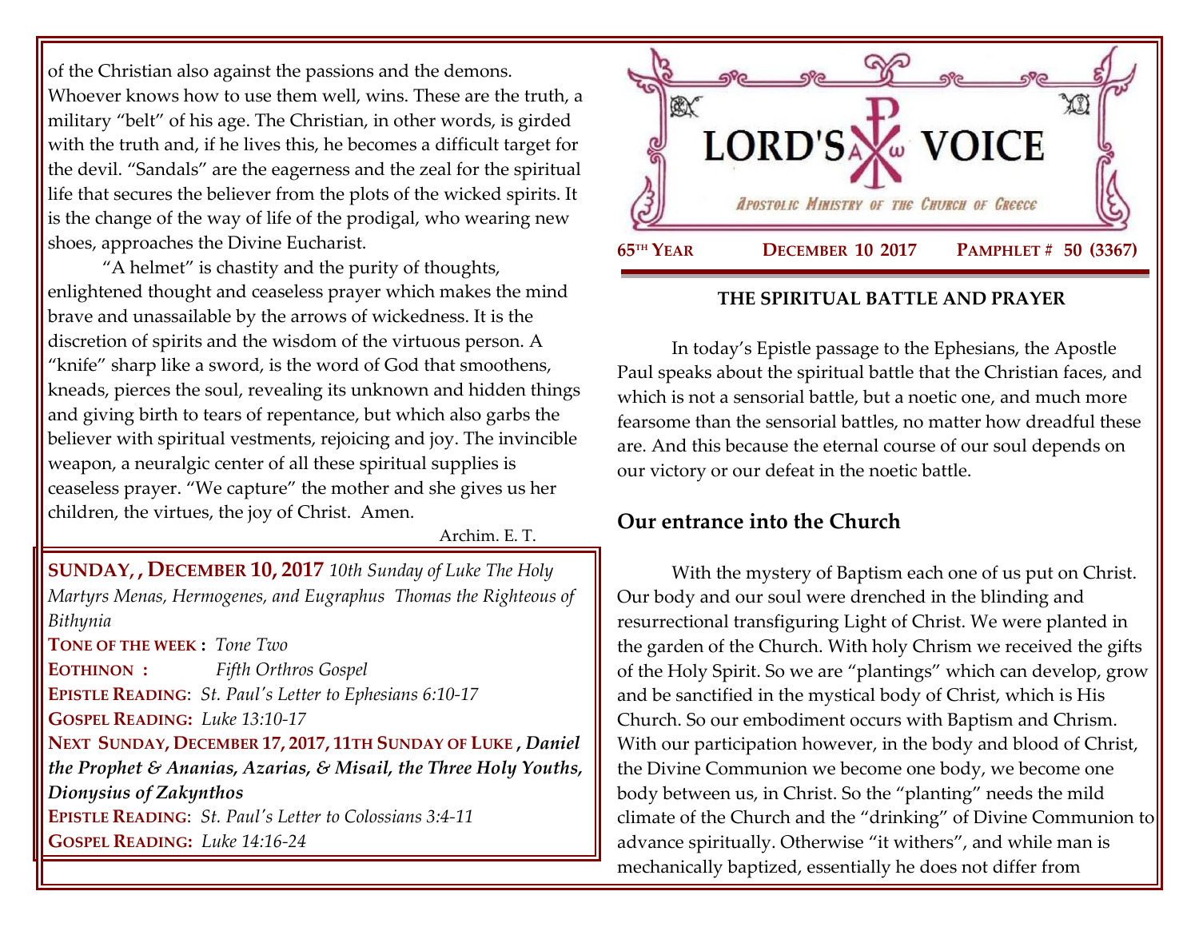of the Christian also against the passions and the demons. Whoever knows how to use them well, wins. These are the truth, a military "belt" of his age. The Christian, in other words, is girded with the truth and, if he lives this, he becomes a difficult target for the devil. "Sandals" are the eagerness and the zeal for the spiritual life that secures the believer from the plots of the wicked spirits. It is the change of the way of life of the prodigal, who wearing new shoes, approaches the Divine Eucharist.

"A helmet" is chastity and the purity of thoughts, enlightened thought and ceaseless prayer which makes the mind brave and unassailable by the arrows of wickedness. It is the discretion of spirits and the wisdom of the virtuous person. A "knife" sharp like a sword, is the word of God that smoothens, kneads, pierces the soul, revealing its unknown and hidden things and giving birth to tears of repentance, but which also garbs the believer with spiritual vestments, rejoicing and joy. The invincible weapon, a neuralgic center of all these spiritual supplies is ceaseless prayer. "We capture" the mother and she gives us her children, the virtues, the joy of Christ. Amen.

Archim. E. T.

**SUNDAY, , DECEMBER 10, 2017** *10th Sunday of Luke The Holy Martyrs Menas, Hermogenes, and Eugraphus Thomas the Righteous of Bithynia*

**TONE OF THE WEEK :** *Tone Two*

**EOTHINON :** *Fifth Orthros Gospel*

**EPISTLE READING**: *St. Paul's Letter to Ephesians 6:10-17*

**GOSPEL READING:** *Luke 13:10-17*

**NEXT SUNDAY, DECEMBER 17, 2017, 11TH SUNDAY OF LUKE** , ***Daniel the Prophet & Ananias, Azarias, & Misail, the Three Holy Youths, Dionysius of Zakynthos***

**EPISTLE READING**: *St. Paul's Letter to Colossians 3:4-11*

**GOSPEL READING:** *Luke 14:16-24*

# LORD'S VOICE

*APOSTOLIC MINISTRY OF THE CHURCH OF GREECE*

**65TH YEAR** **DECEMBER 10 2017** **PAMPHLET # 50 (3367)**

## THE SPIRITUAL BATTLE AND PRAYER

In today's Epistle passage to the Ephesians, the Apostle Paul speaks about the spiritual battle that the Christian faces, and which is not a sensorial battle, but a noetic one, and much more fearsome than the sensorial battles, no matter how dreadful these are. And this because the eternal course of our soul depends on our victory or our defeat in the noetic battle.

### Our entrance into the Church

With the mystery of Baptism each one of us put on Christ. Our body and our soul were drenched in the blinding and resurrectional transfiguring Light of Christ. We were planted in the garden of the Church. With holy Chrism we received the gifts of the Holy Spirit. So we are "plantings" which can develop, grow and be sanctified in the mystical body of Christ, which is His Church. So our embodiment occurs with Baptism and Chrism. With our participation however, in the body and blood of Christ, the Divine Communion we become one body, we become one body between us, in Christ. So the "planting" needs the mild climate of the Church and the "drinking" of Divine Communion to advance spiritually. Otherwise "it withers", and while man is mechanically baptized, essentially he does not differ from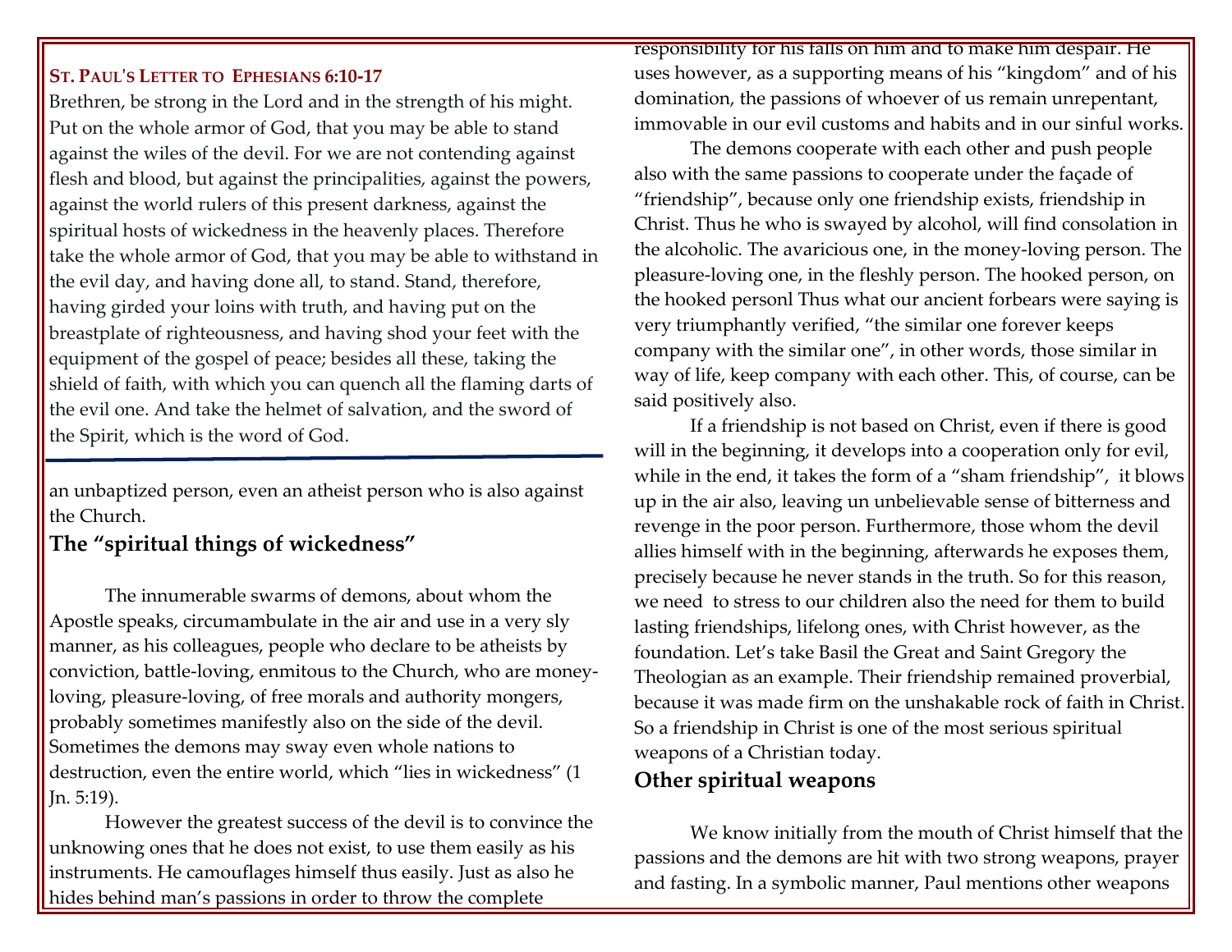**St. Paul's Letter to Ephesians 6:10-17**

Brethren, be strong in the Lord and in the strength of his might. Put on the whole armor of God, that you may be able to stand against the wiles of the devil. For we are not contending against flesh and blood, but against the principalities, against the powers, against the world rulers of this present darkness, against the spiritual hosts of wickedness in the heavenly places. Therefore take the whole armor of God, that you may be able to withstand in the evil day, and having done all, to stand. Stand, therefore, having girded your loins with truth, and having put on the breastplate of righteousness, and having shod your feet with the equipment of the gospel of peace; besides all these, taking the shield of faith, with which you can quench all the flaming darts of the evil one. And take the helmet of salvation, and the sword of the Spirit, which is the word of God.

---

an unbaptized person, even an atheist person who is also against the Church.

## The "spiritual things of wickedness"

The innumerable swarms of demons, about whom the Apostle speaks, circumambulate in the air and use in a very sly manner, as his colleagues, people who declare to be atheists by conviction, battle-loving, enmitous to the Church, who are money-loving, pleasure-loving, of free morals and authority mongers, probably sometimes manifestly also on the side of the devil. Sometimes the demons may sway even whole nations to destruction, even the entire world, which "lies in wickedness" (1 Jn. 5:19).

However the greatest success of the devil is to convince the unknowing ones that he does not exist, to use them easily as his instruments. He camouflages himself thus easily. Just as also he hides behind man's passions in order to throw the complete responsibility for his falls on him and to make him despair. He uses however, as a supporting means of his "kingdom" and of his domination, the passions of whoever of us remain unrepentant, immovable in our evil customs and habits and in our sinful works.

The demons cooperate with each other and push people also with the same passions to cooperate under the façade of "friendship", because only one friendship exists, friendship in Christ. Thus he who is swayed by alcohol, will find consolation in the alcoholic. The avaricious one, in the money-loving person. The pleasure-loving one, in the fleshly person. The hooked person, on the hooked personl Thus what our ancient forbears were saying is very triumphantly verified, "the similar one forever keeps company with the similar one", in other words, those similar in way of life, keep company with each other. This, of course, can be said positively also.

If a friendship is not based on Christ, even if there is good will in the beginning, it develops into a cooperation only for evil, while in the end, it takes the form of a "sham friendship", it blows up in the air also, leaving un unbelievable sense of bitterness and revenge in the poor person. Furthermore, those whom the devil allies himself with in the beginning, afterwards he exposes them, precisely because he never stands in the truth. So for this reason, we need to stress to our children also the need for them to build lasting friendships, lifelong ones, with Christ however, as the foundation. Let's take Basil the Great and Saint Gregory the Theologian as an example. Their friendship remained proverbial, because it was made firm on the unshakable rock of faith in Christ. So a friendship in Christ is one of the most serious spiritual weapons of a Christian today.

## Other spiritual weapons

We know initially from the mouth of Christ himself that the passions and the demons are hit with two strong weapons, prayer and fasting. In a symbolic manner, Paul mentions other weapons